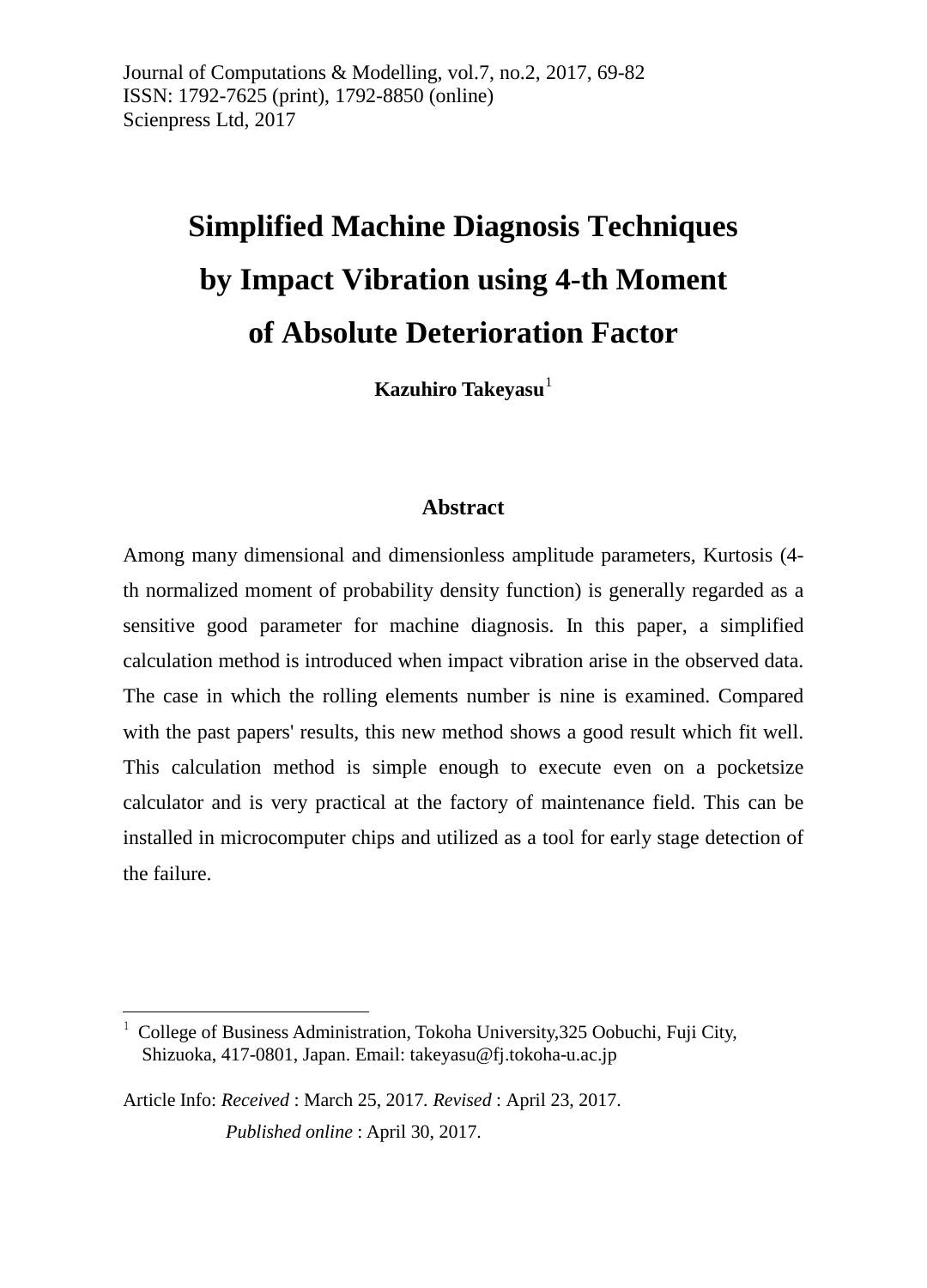Journal of Computations & Modelling, vol.7, no.2, 2017, 69-82
ISSN: 1792-7625 (print), 1792-8850 (online)
Scienpress Ltd, 2017

# Simplified Machine Diagnosis Techniques by Impact Vibration using 4-th Moment of Absolute Deterioration Factor

**Kazuhiro Takeyasu**[1]

## Abstract

Among many dimensional and dimensionless amplitude parameters, Kurtosis (4-th normalized moment of probability density function) is generally regarded as a sensitive good parameter for machine diagnosis. In this paper, a simplified calculation method is introduced when impact vibration arise in the observed data. The case in which the rolling elements number is nine is examined. Compared with the past papers' results, this new method shows a good result which fit well. This calculation method is simple enough to execute even on a pocketsize calculator and is very practical at the factory of maintenance field. This can be installed in microcomputer chips and utilized as a tool for early stage detection of the failure.

---

[1] College of Business Administration, Tokoha University,325 Oobuchi, Fuji City, Shizuoka, 417-0801, Japan. Email: takeyasu@fj.tokoha-u.ac.jp

Article Info: *Received* : March 25, 2017. *Revised* : April 23, 2017.
*Published online* : April 30, 2017.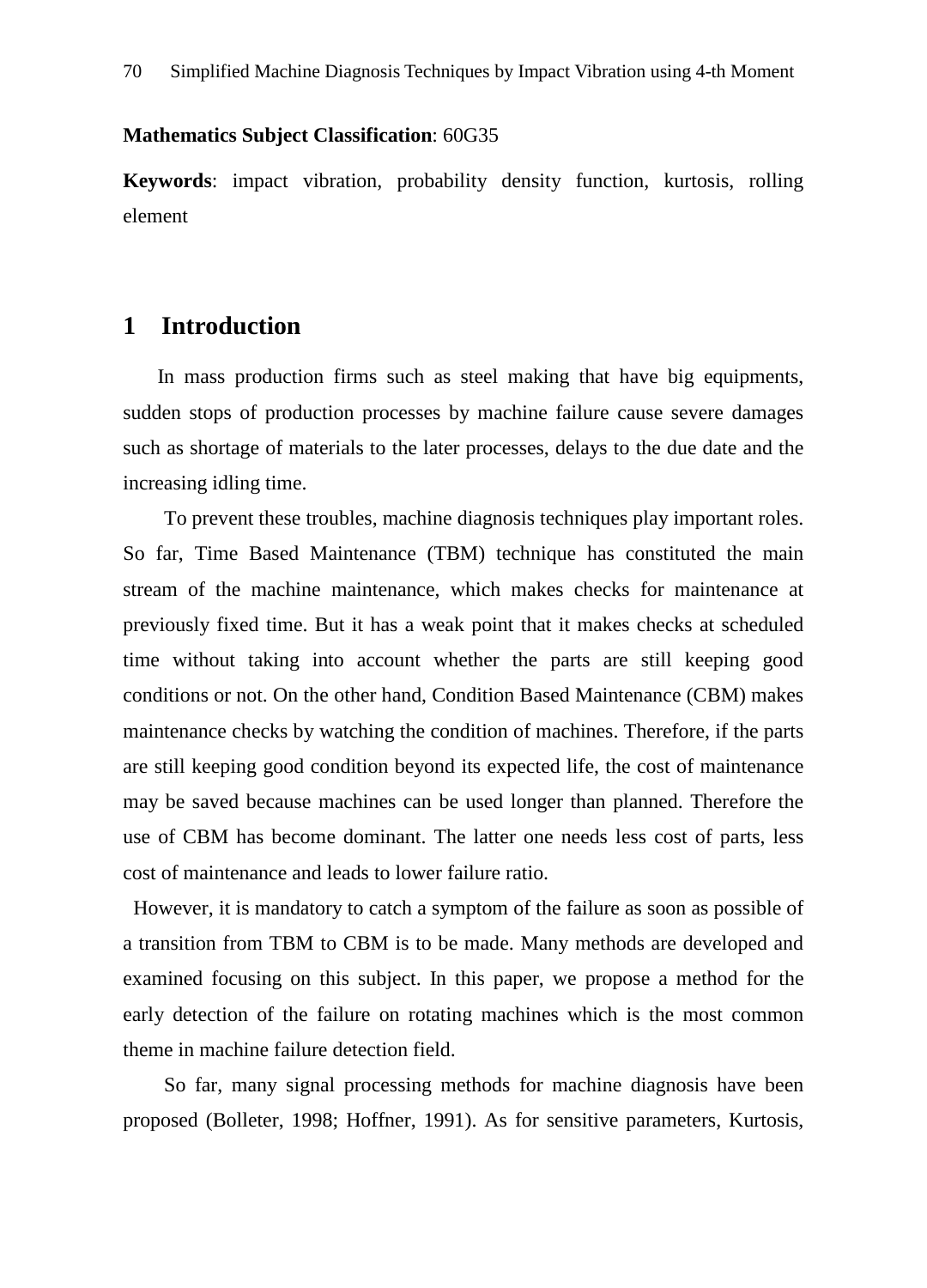**Mathematics Subject Classification**: 60G35

**Keywords**: impact vibration, probability density function, kurtosis, rolling element

# 1 Introduction

In mass production firms such as steel making that have big equipments, sudden stops of production processes by machine failure cause severe damages such as shortage of materials to the later processes, delays to the due date and the increasing idling time.

To prevent these troubles, machine diagnosis techniques play important roles. So far, Time Based Maintenance (TBM) technique has constituted the main stream of the machine maintenance, which makes checks for maintenance at previously fixed time. But it has a weak point that it makes checks at scheduled time without taking into account whether the parts are still keeping good conditions or not. On the other hand, Condition Based Maintenance (CBM) makes maintenance checks by watching the condition of machines. Therefore, if the parts are still keeping good condition beyond its expected life, the cost of maintenance may be saved because machines can be used longer than planned. Therefore the use of CBM has become dominant. The latter one needs less cost of parts, less cost of maintenance and leads to lower failure ratio.

However, it is mandatory to catch a symptom of the failure as soon as possible of a transition from TBM to CBM is to be made. Many methods are developed and examined focusing on this subject. In this paper, we propose a method for the early detection of the failure on rotating machines which is the most common theme in machine failure detection field.

So far, many signal processing methods for machine diagnosis have been proposed (Bolleter, 1998; Hoffner, 1991). As for sensitive parameters, Kurtosis,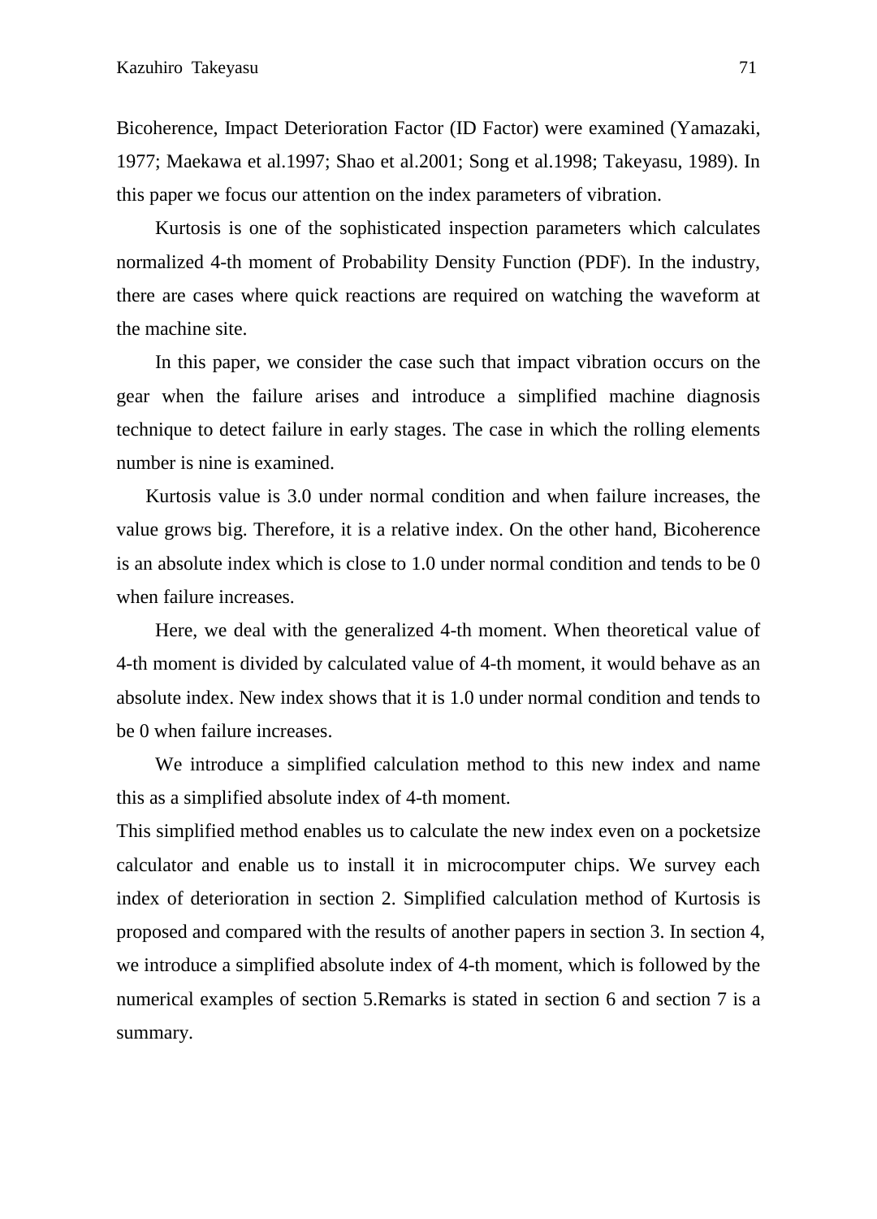Bicoherence, Impact Deterioration Factor (ID Factor) were examined (Yamazaki, 1977; Maekawa et al.1997; Shao et al.2001; Song et al.1998; Takeyasu, 1989). In this paper we focus our attention on the index parameters of vibration.

Kurtosis is one of the sophisticated inspection parameters which calculates normalized 4-th moment of Probability Density Function (PDF). In the industry, there are cases where quick reactions are required on watching the waveform at the machine site.

In this paper, we consider the case such that impact vibration occurs on the gear when the failure arises and introduce a simplified machine diagnosis technique to detect failure in early stages. The case in which the rolling elements number is nine is examined.

Kurtosis value is 3.0 under normal condition and when failure increases, the value grows big. Therefore, it is a relative index. On the other hand, Bicoherence is an absolute index which is close to 1.0 under normal condition and tends to be 0 when failure increases.

Here, we deal with the generalized 4-th moment. When theoretical value of 4-th moment is divided by calculated value of 4-th moment, it would behave as an absolute index. New index shows that it is 1.0 under normal condition and tends to be 0 when failure increases.

We introduce a simplified calculation method to this new index and name this as a simplified absolute index of 4-th moment.

This simplified method enables us to calculate the new index even on a pocketsize calculator and enable us to install it in microcomputer chips. We survey each index of deterioration in section 2. Simplified calculation method of Kurtosis is proposed and compared with the results of another papers in section 3. In section 4, we introduce a simplified absolute index of 4-th moment, which is followed by the numerical examples of section 5.Remarks is stated in section 6 and section 7 is a summary.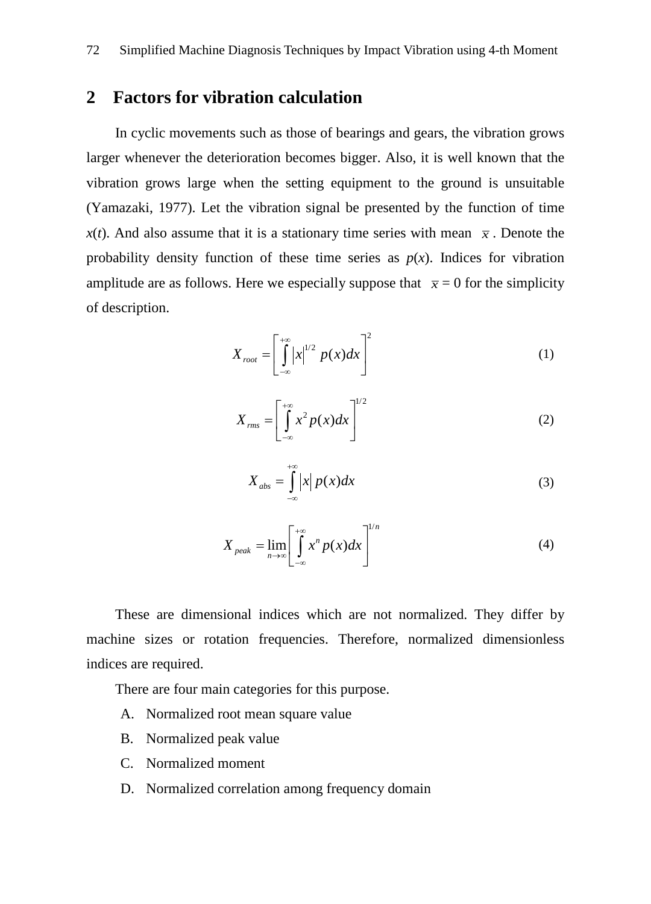## 2 Factors for vibration calculation

In cyclic movements such as those of bearings and gears, the vibration grows larger whenever the deterioration becomes bigger. Also, it is well known that the vibration grows large when the setting equipment to the ground is unsuitable (Yamazaki, 1977). Let the vibration signal be presented by the function of time $x(t)$. And also assume that it is a stationary time series with mean $\bar{x}$. Denote the probability density function of these time series as $p(x)$. Indices for vibration amplitude are as follows. Here we especially suppose that $\bar{x} = 0$ for the simplicity of description.

$$X_{root} = \left[ \int_{-\infty}^{+\infty} |x|^{1/2} \, p(x)dx \right]^2 \tag{1}$$

$$X_{rms} = \left[ \int_{-\infty}^{+\infty} x^2 p(x)dx \right]^{1/2} \tag{2}$$

$$X_{abs} = \int_{-\infty}^{+\infty} |x| \, p(x)dx \tag{3}$$

$$X_{peak} = \lim_{n \to \infty} \left[ \int_{-\infty}^{+\infty} x^n p(x)dx \right]^{1/n} \tag{4}$$

These are dimensional indices which are not normalized. They differ by machine sizes or rotation frequencies. Therefore, normalized dimensionless indices are required.

There are four main categories for this purpose.

A. Normalized root mean square value
B. Normalized peak value
C. Normalized moment
D. Normalized correlation among frequency domain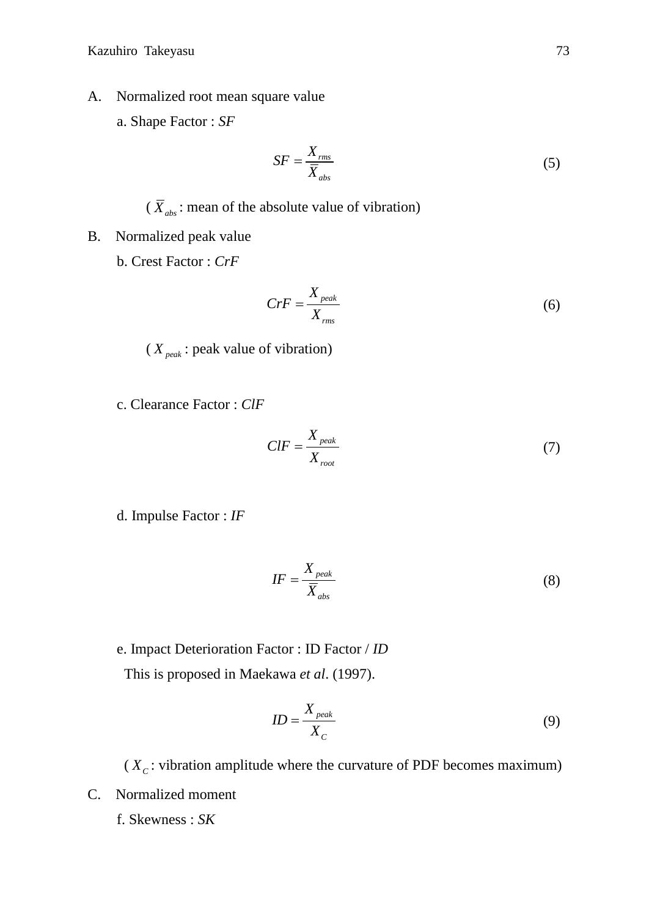A. Normalized root mean square value

a. Shape Factor : *SF*

$$SF = \frac{X_{rms}}{\overline{X}_{abs}} \tag{5}$$

( $\overline{X}_{abs}$ : mean of the absolute value of vibration)

B. Normalized peak value

b. Crest Factor : *CrF*

$$CrF = \frac{X_{peak}}{X_{rms}} \tag{6}$$

( $X_{peak}$ : peak value of vibration)

c. Clearance Factor : *ClF*

$$ClF = \frac{X_{peak}}{X_{root}} \tag{7}$$

d. Impulse Factor : *IF*

$$IF = \frac{X_{peak}}{\overline{X}_{abs}} \tag{8}$$

e. Impact Deterioration Factor : ID Factor / *ID*

This is proposed in Maekawa *et al*. (1997).

$$ID = \frac{X_{peak}}{X_{C}} \tag{9}$$

( $X_C$ : vibration amplitude where the curvature of PDF becomes maximum)

C. Normalized moment

f. Skewness : *SK*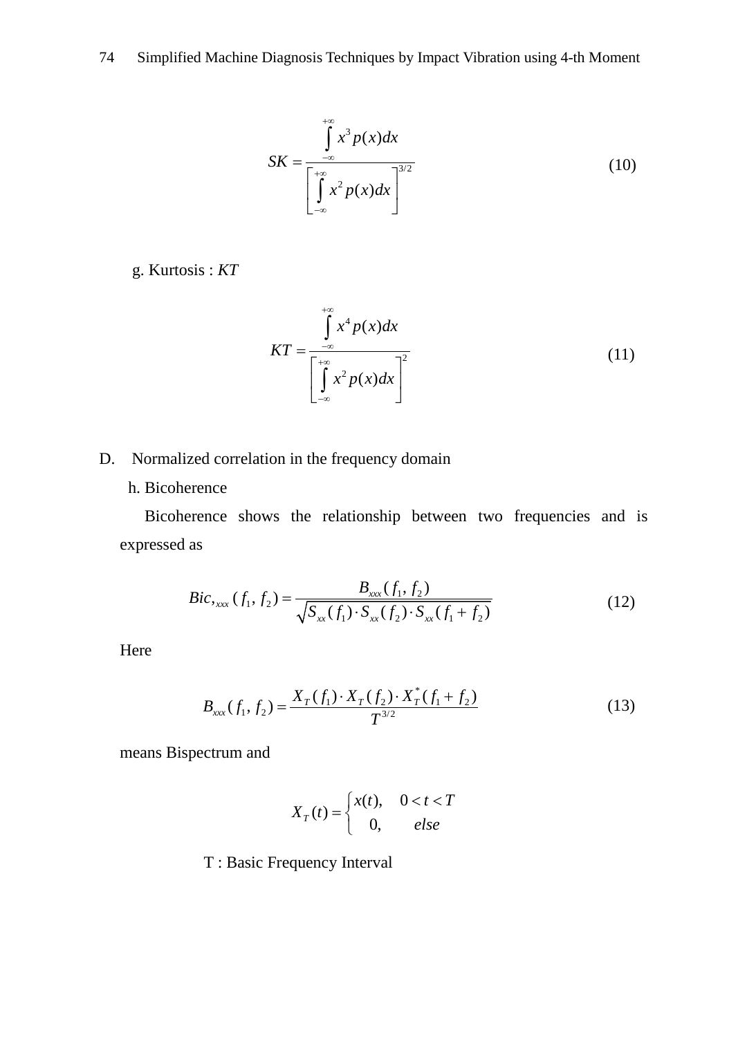$$SK = \frac{\int_{-\infty}^{+\infty} x^3 p(x) dx}{\left[ \int_{-\infty}^{+\infty} x^2 p(x) dx \right]^{3/2}} \tag{10}$$

g. Kurtosis : *KT*

$$KT = \frac{\int_{-\infty}^{+\infty} x^4 p(x) dx}{\left[ \int_{-\infty}^{+\infty} x^2 p(x) dx \right]^{2}} \tag{11}$$

D. Normalized correlation in the frequency domain

h. Bicoherence

Bicoherence shows the relationship between two frequencies and is expressed as

$$Bic,_{xxx}(f_1, f_2) = \frac{B_{xxx}(f_1, f_2)}{\sqrt{S_{xx}(f_1) \cdot S_{xx}(f_2) \cdot S_{xx}(f_1 + f_2)}} \tag{12}$$

Here

$$B_{xxx}(f_1, f_2) = \frac{X_T(f_1) \cdot X_T(f_2) \cdot X_T^*(f_1 + f_2)}{T^{3/2}} \tag{13}$$

means Bispectrum and

$$X_T(t) = \begin{cases} x(t), & 0 < t < T \\ 0, & else \end{cases}$$

T : Basic Frequency Interval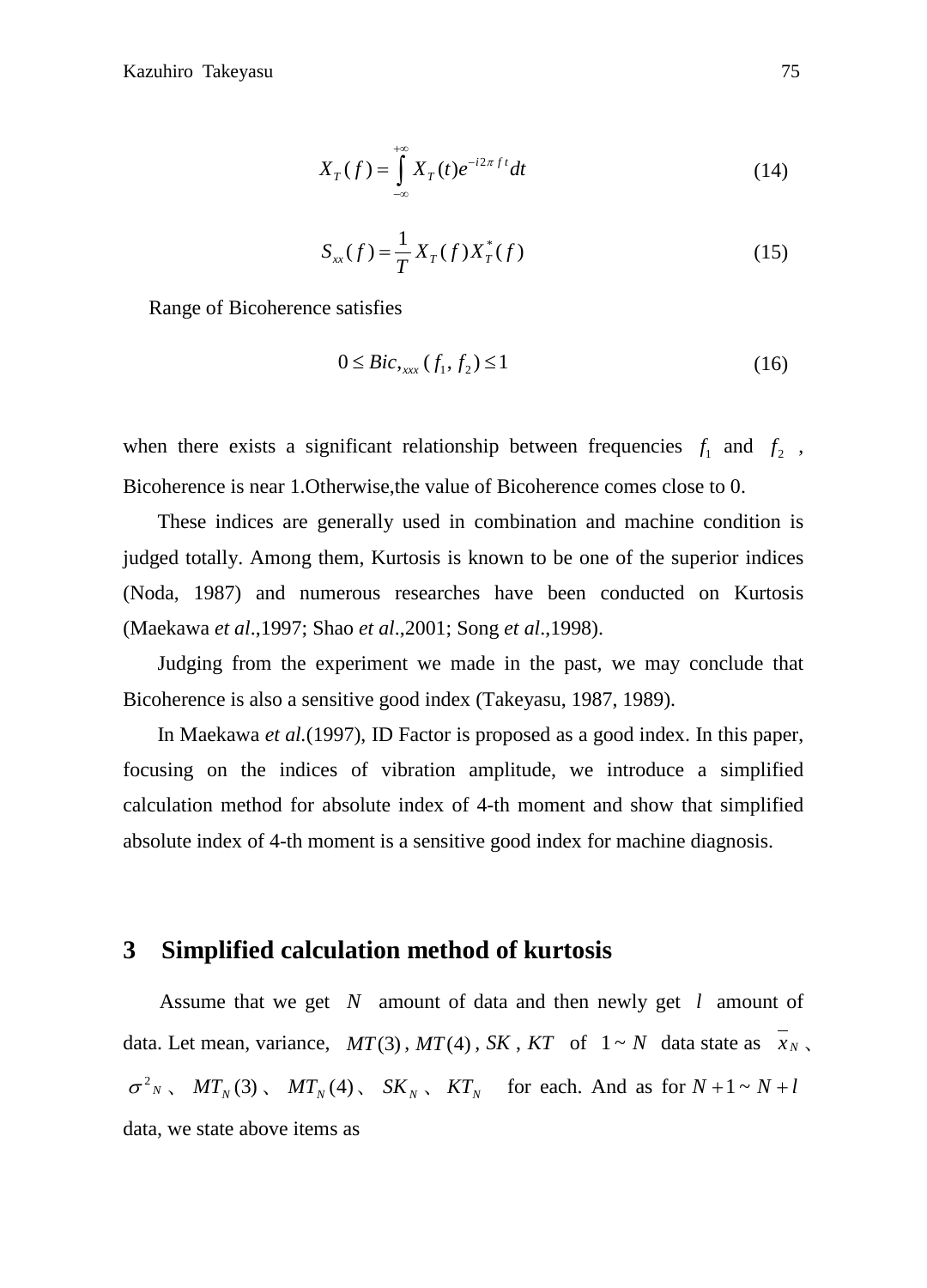$$X_T(f) = \int_{-\infty}^{+\infty} X_T(t) e^{-i2\pi f t} dt \tag{14}$$

$$S_{xx}(f) = \frac{1}{T} X_T(f) X_T^*(f) \tag{15}$$

Range of Bicoherence satisfies

$$0 \le Bic,_{xxx}(f_1, f_2) \le 1 \tag{16}$$

when there exists a significant relationship between frequencies $f_1$ and $f_2$ , Bicoherence is near 1.Otherwise,the value of Bicoherence comes close to 0.

These indices are generally used in combination and machine condition is judged totally. Among them, Kurtosis is known to be one of the superior indices (Noda, 1987) and numerous researches have been conducted on Kurtosis (Maekawa *et al*.,1997; Shao *et al*.,2001; Song *et al*.,1998).

Judging from the experiment we made in the past, we may conclude that Bicoherence is also a sensitive good index (Takeyasu, 1987, 1989).

In Maekawa *et al.*(1997), ID Factor is proposed as a good index. In this paper, focusing on the indices of vibration amplitude, we introduce a simplified calculation method for absolute index of 4-th moment and show that simplified absolute index of 4-th moment is a sensitive good index for machine diagnosis.

## 3 Simplified calculation method of kurtosis

Assume that we get $N$ amount of data and then newly get $l$ amount of data. Let mean, variance, $MT(3)$ , $MT(4)$ , $SK$ , $KT$ of $1 \sim N$ data state as $\overline{x}_N$ 、 $\sigma^2{}_N$ 、 $MT_N(3)$ 、 $MT_N(4)$ 、 $SK_N$ 、 $KT_N$ for each. And as for $N+1 \sim N+l$ data, we state above items as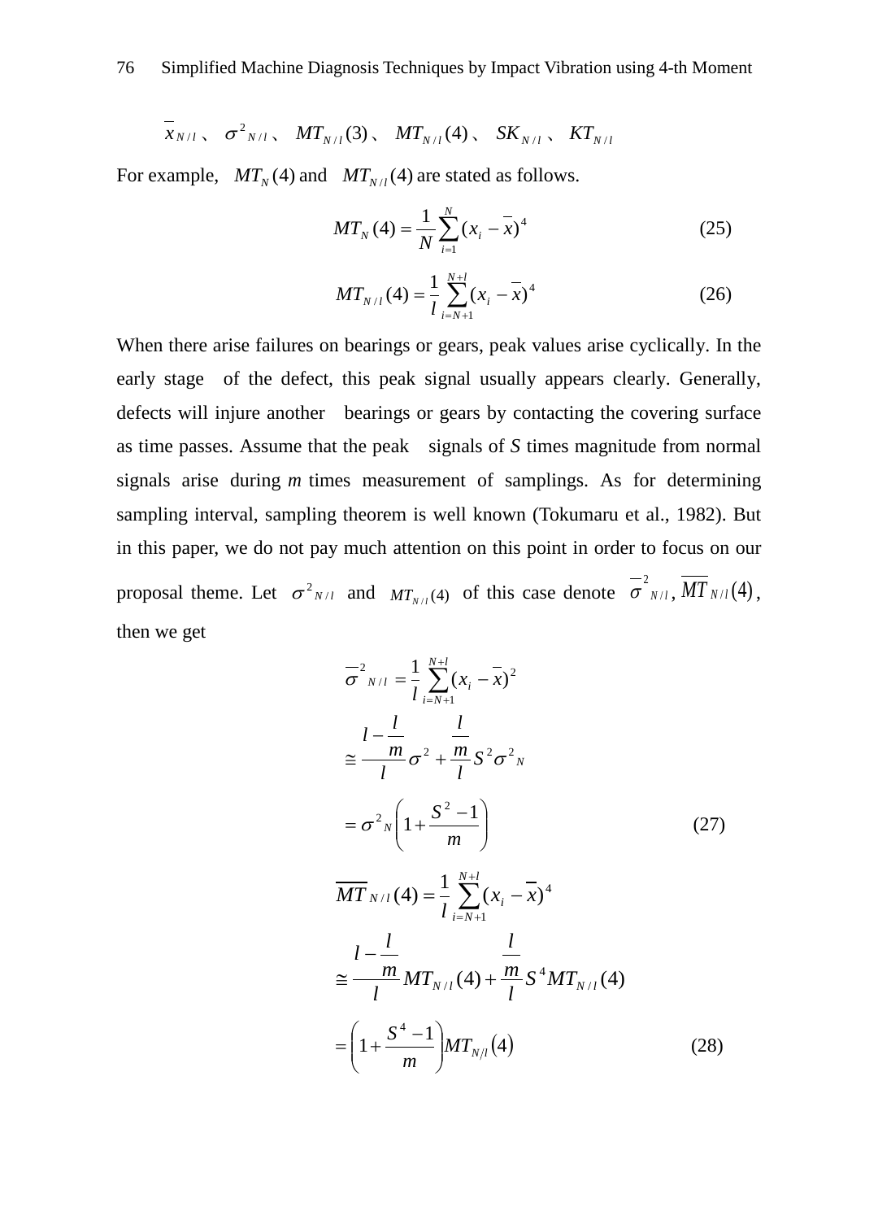$\bar{x}_{N/l}$ 、 $\sigma^2{}_{N/l}$ 、 $MT_{N/l}(3)$ 、 $MT_{N/l}(4)$ 、 $SK_{N/l}$ 、 $KT_{N/l}$

For example, $MT_N(4)$ and $MT_{N/l}(4)$ are stated as follows.

$$MT_N(4) = \frac{1}{N}\sum_{i=1}^{N}(x_i - \bar{x})^4 \tag{25}$$

$$MT_{N/l}(4) = \frac{1}{l}\sum_{i=N+1}^{N+l}(x_i - \bar{x})^4 \tag{26}$$

When there arise failures on bearings or gears, peak values arise cyclically. In the early stage of the defect, this peak signal usually appears clearly. Generally, defects will injure another bearings or gears by contacting the covering surface as time passes. Assume that the peak signals of *S* times magnitude from normal signals arise during *m* times measurement of samplings. As for determining sampling interval, sampling theorem is well known (Tokumaru et al., 1982). But in this paper, we do not pay much attention on this point in order to focus on our proposal theme. Let $\sigma^2{}_{N/l}$ and $MT_{N/l}(4)$ of this case denote $\bar{\sigma}^2{}_{N/l}$, $\overline{MT}_{N/l}(4)$, then we get

$$\begin{aligned}
\bar{\sigma}^2{}_{N/l} &= \frac{1}{l}\sum_{i=N+1}^{N+l}(x_i - \bar{x})^2 \\
&\cong \frac{l - \frac{l}{m}}{l}\sigma^2 + \frac{\frac{l}{m}}{l}S^2\sigma^2{}_N \\
&= \sigma^2{}_N\left(1 + \frac{S^2 - 1}{m}\right)
\end{aligned} \tag{27}$$

$$\begin{aligned}
\overline{MT}_{N/l}(4) &= \frac{1}{l}\sum_{i=N+1}^{N+l}(x_i - \bar{x})^4 \\
&\cong \frac{l - \frac{l}{m}}{l}MT_{N/l}(4) + \frac{\frac{l}{m}}{l}S^4 MT_{N/l}(4) \\
&= \left(1 + \frac{S^4 - 1}{m}\right)MT_{N/l}(4)
\end{aligned} \tag{28}$$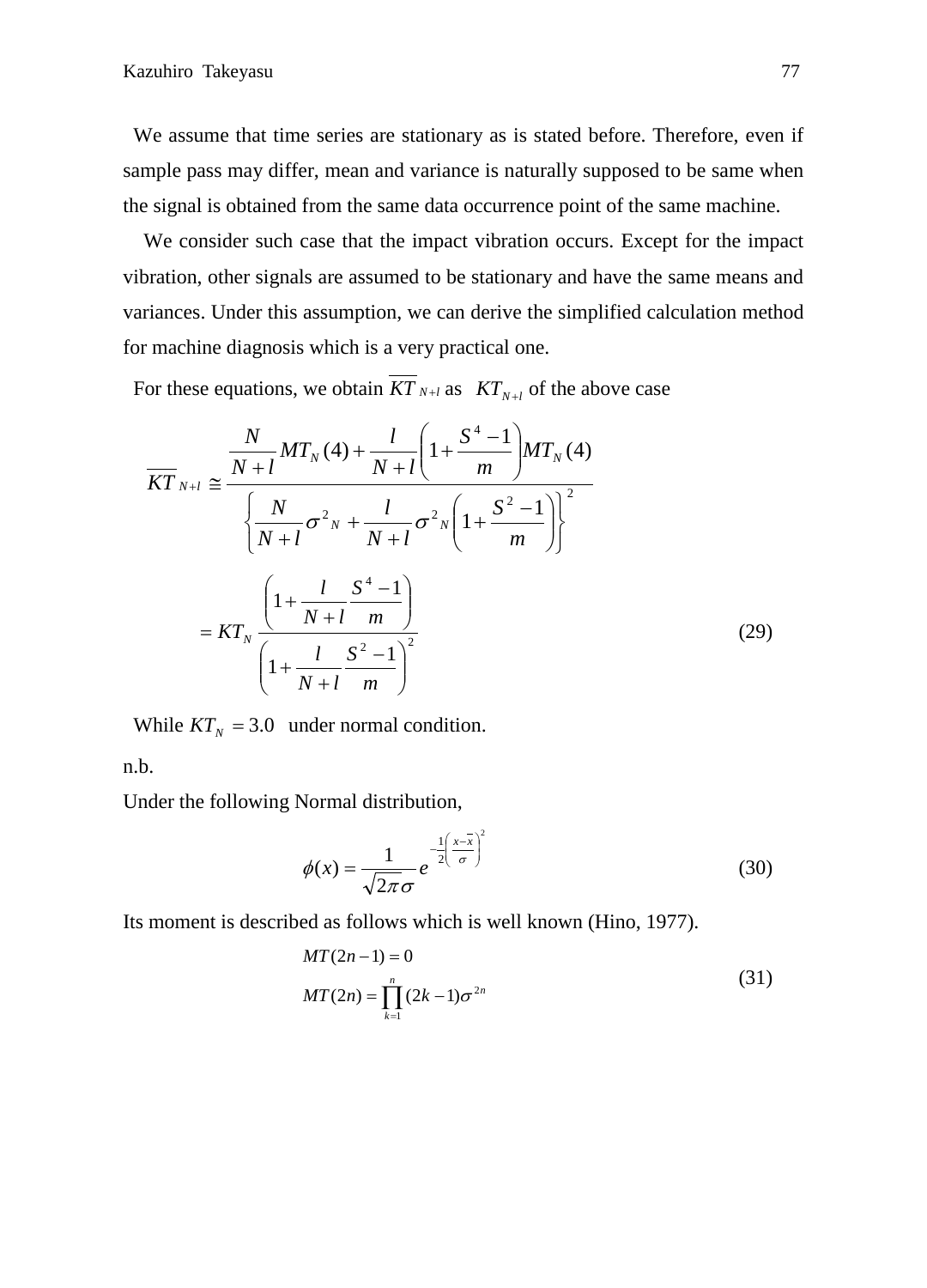We assume that time series are stationary as is stated before. Therefore, even if sample pass may differ, mean and variance is naturally supposed to be same when the signal is obtained from the same data occurrence point of the same machine.

We consider such case that the impact vibration occurs. Except for the impact vibration, other signals are assumed to be stationary and have the same means and variances. Under this assumption, we can derive the simplified calculation method for machine diagnosis which is a very practical one.

For these equations, we obtain $\overline{KT}_{N+l}$ as $KT_{N+l}$ of the above case

$$
\begin{aligned}
\overline{KT}_{N+l} &\cong \frac{\dfrac{N}{N+l} MT_N(4) + \dfrac{l}{N+l}\left(1 + \dfrac{S^4 - 1}{m}\right) MT_N(4)}{\left\{ \dfrac{N}{N+l}\sigma^2{}_N + \dfrac{l}{N+l}\sigma^2{}_N \left(1 + \dfrac{S^2 - 1}{m}\right)\right\}^2} \\
&= KT_N \frac{\left(1 + \dfrac{l}{N+l}\dfrac{S^4 - 1}{m}\right)}{\left(1 + \dfrac{l}{N+l}\dfrac{S^2 - 1}{m}\right)^2}
\end{aligned}
\tag{29}
$$

While $KT_N = 3.0$ under normal condition.

n.b.

Under the following Normal distribution,

$$
\phi(x) = \frac{1}{\sqrt{2\pi}\sigma} e^{-\frac{1}{2}\left(\frac{x - \bar{x}}{\sigma}\right)^2}
\tag{30}
$$

Its moment is described as follows which is well known (Hino, 1977).

$$
\begin{aligned}
& MT(2n-1) = 0 \\
& MT(2n) = \prod_{k=1}^{n} (2k-1)\sigma^{2n}
\end{aligned}
\tag{31}
$$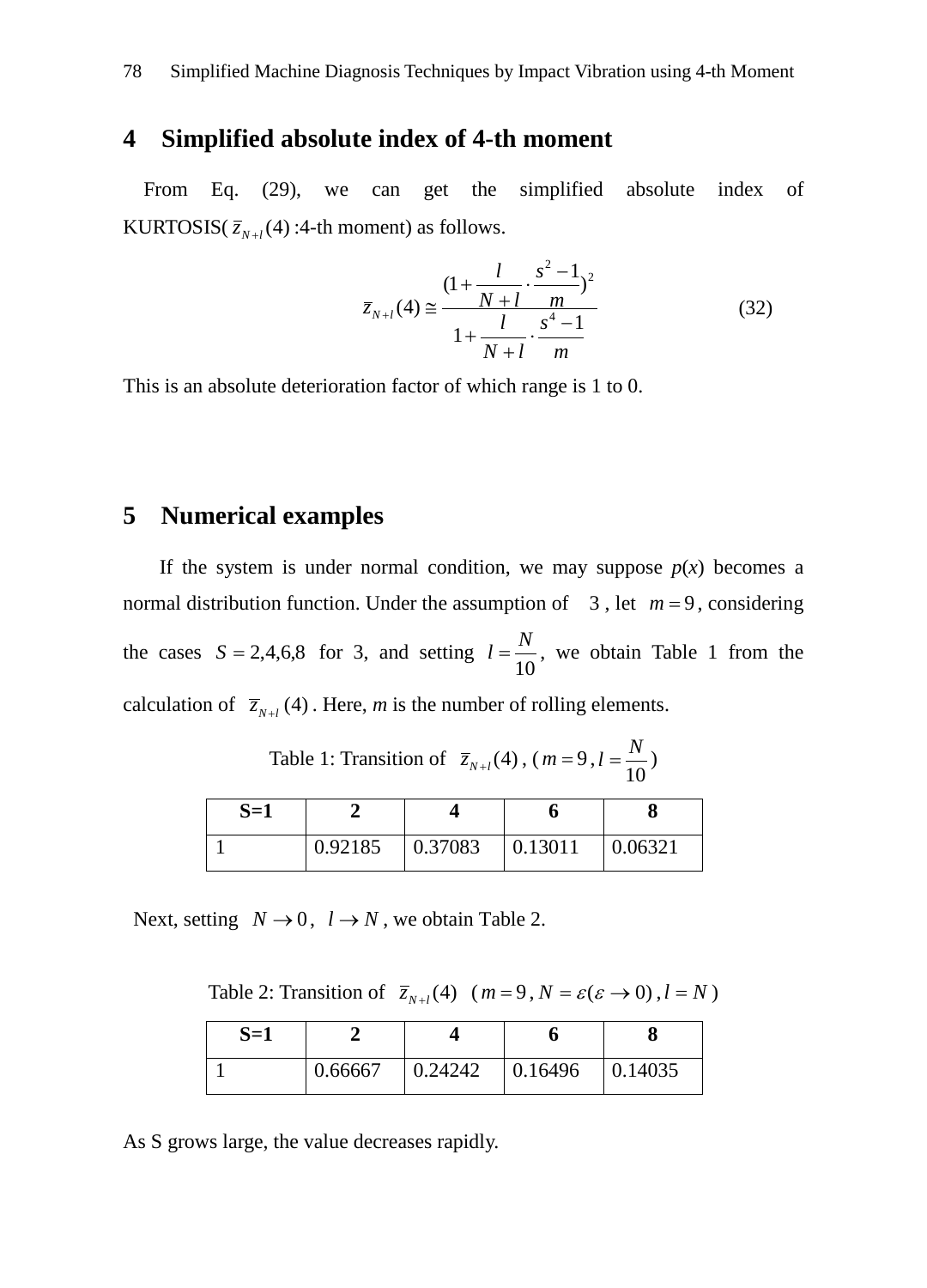## 4 Simplified absolute index of 4-th moment

From Eq. (29), we can get the simplified absolute index of KURTOSIS( $\bar{z}_{N+l}(4)$ :4-th moment) as follows.

$$\bar{z}_{N+l}(4) \cong \frac{(1+\frac{l}{N+l}\cdot\frac{s^2-1}{m})^2}{1+\frac{l}{N+l}\cdot\frac{s^4-1}{m}} \tag{32}$$

This is an absolute deterioration factor of which range is 1 to 0.

## 5 Numerical examples

If the system is under normal condition, we may suppose $p(x)$ becomes a normal distribution function. Under the assumption of 3 , let $m = 9$, considering the cases $S = 2,4,6,8$ for 3, and setting $l = \frac{N}{10}$, we obtain Table 1 from the calculation of $\bar{z}_{N+l}(4)$. Here, $m$ is the number of rolling elements.

Table 1: Transition of $\bar{z}_{N+l}(4)$, ( $m = 9$ , $l = \frac{N}{10}$ )

| S=1 | 2 | 4 | 6 | 8 |
|---|---|---|---|---|
| 1 | 0.92185 | 0.37083 | 0.13011 | 0.06321 |

Next, setting $N \to 0$, $l \to N$, we obtain Table 2.

Table 2: Transition of $\bar{z}_{N+l}(4)$ ( $m = 9$ , $N = \varepsilon(\varepsilon \to 0)$ , $l = N$ )

| S=1 | 2 | 4 | 6 | 8 |
|---|---|---|---|---|
| 1 | 0.66667 | 0.24242 | 0.16496 | 0.14035 |

As S grows large, the value decreases rapidly.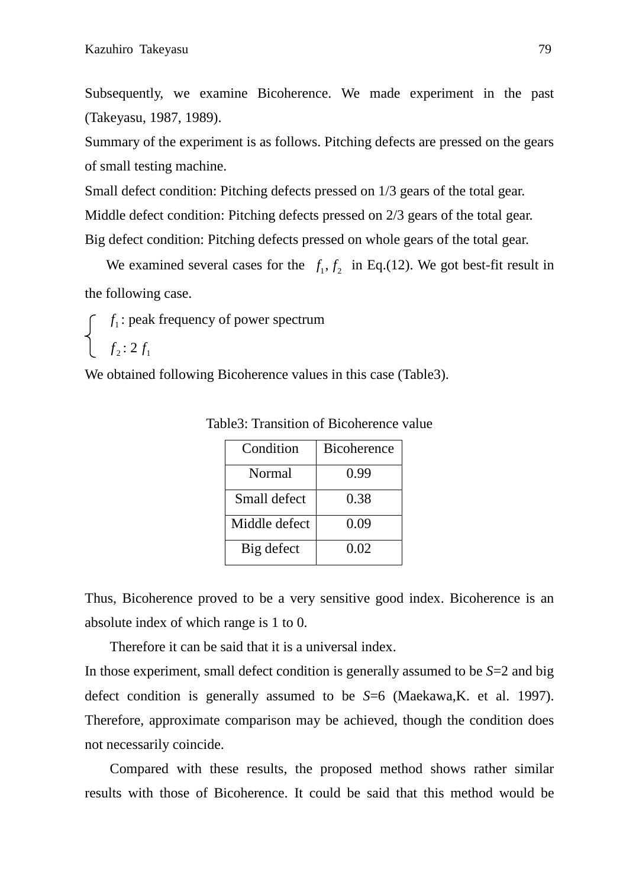Subsequently, we examine Bicoherence. We made experiment in the past (Takeyasu, 1987, 1989).

Summary of the experiment is as follows. Pitching defects are pressed on the gears of small testing machine.

Small defect condition: Pitching defects pressed on 1/3 gears of the total gear.

Middle defect condition: Pitching defects pressed on 2/3 gears of the total gear.

Big defect condition: Pitching defects pressed on whole gears of the total gear.

We examined several cases for the $f_1, f_2$ in Eq.(12). We got best-fit result in the following case.

$$\begin{cases} f_1 : \text{peak frequency of power spectrum} \\ f_2 : 2\, f_1 \end{cases}$$

We obtained following Bicoherence values in this case (Table3).

Table3: Transition of Bicoherence value

| Condition | Bicoherence |
|---|---|
| Normal | 0.99 |
| Small defect | 0.38 |
| Middle defect | 0.09 |
| Big defect | 0.02 |

Thus, Bicoherence proved to be a very sensitive good index. Bicoherence is an absolute index of which range is 1 to 0.

Therefore it can be said that it is a universal index.

In those experiment, small defect condition is generally assumed to be $S$=2 and big defect condition is generally assumed to be $S$=6 (Maekawa,K. et al. 1997). Therefore, approximate comparison may be achieved, though the condition does not necessarily coincide.

Compared with these results, the proposed method shows rather similar results with those of Bicoherence. It could be said that this method would be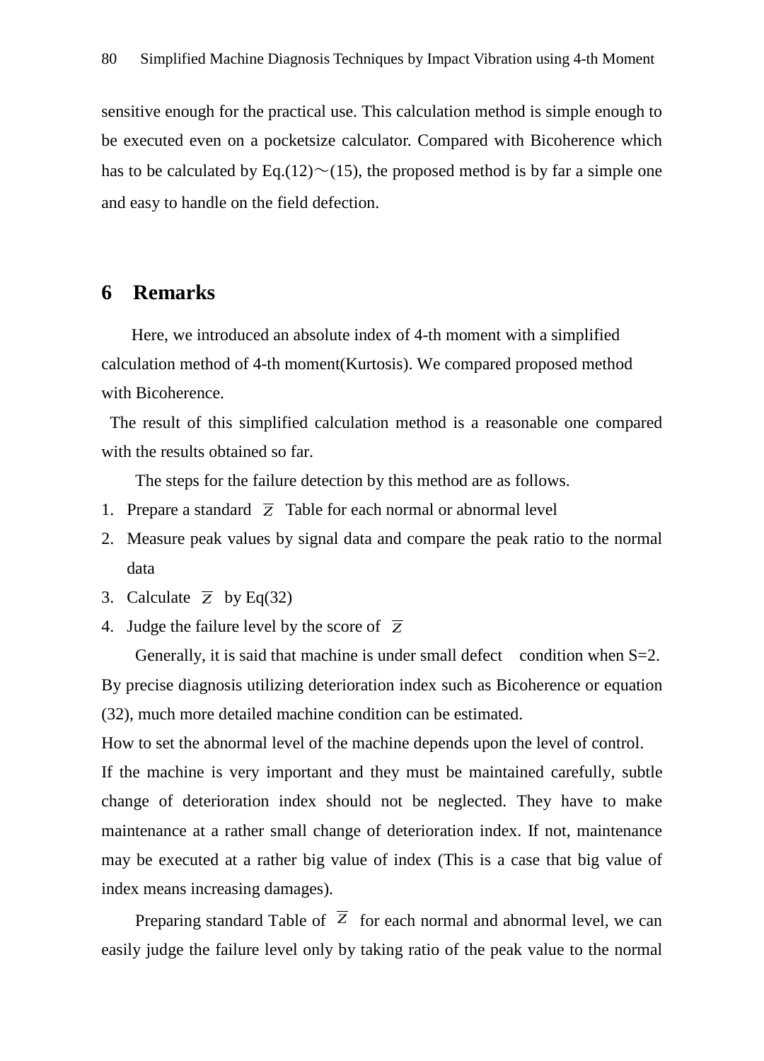sensitive enough for the practical use. This calculation method is simple enough to be executed even on a pocketsize calculator. Compared with Bicoherence which has to be calculated by Eq.(12)～(15), the proposed method is by far a simple one and easy to handle on the field defection.

## 6 Remarks

Here, we introduced an absolute index of 4-th moment with a simplified calculation method of 4-th moment(Kurtosis). We compared proposed method with Bicoherence.

The result of this simplified calculation method is a reasonable one compared with the results obtained so far.

The steps for the failure detection by this method are as follows.

1. Prepare a standard $\overline{Z}$ Table for each normal or abnormal level
2. Measure peak values by signal data and compare the peak ratio to the normal data
3. Calculate $\overline{Z}$ by Eq(32)
4. Judge the failure level by the score of $\overline{Z}$

Generally, it is said that machine is under small defect condition when S=2. By precise diagnosis utilizing deterioration index such as Bicoherence or equation (32), much more detailed machine condition can be estimated.

How to set the abnormal level of the machine depends upon the level of control.

If the machine is very important and they must be maintained carefully, subtle change of deterioration index should not be neglected. They have to make maintenance at a rather small change of deterioration index. If not, maintenance may be executed at a rather big value of index (This is a case that big value of index means increasing damages).

Preparing standard Table of $\overline{Z}$ for each normal and abnormal level, we can easily judge the failure level only by taking ratio of the peak value to the normal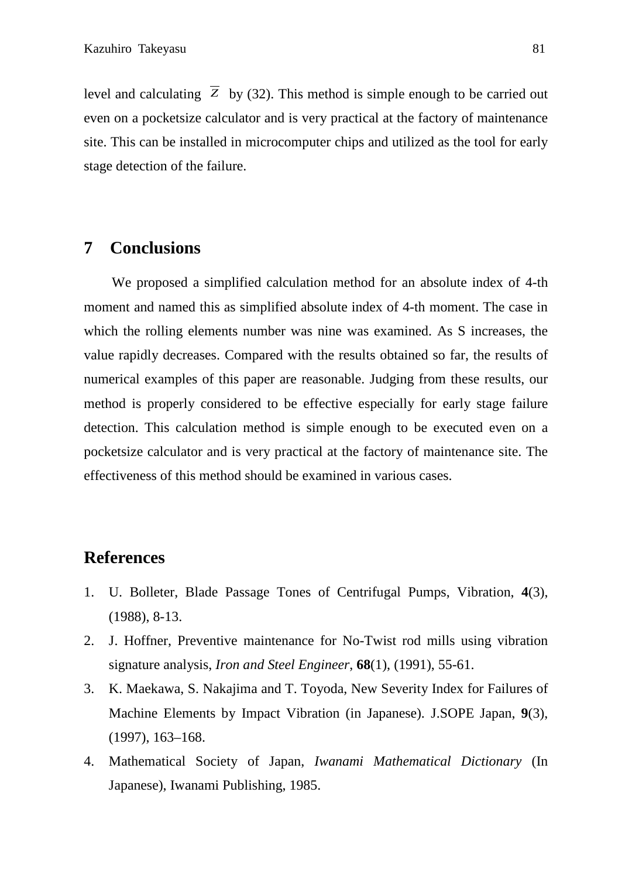level and calculating $\overline{Z}$ by (32). This method is simple enough to be carried out even on a pocketsize calculator and is very practical at the factory of maintenance site. This can be installed in microcomputer chips and utilized as the tool for early stage detection of the failure.

## 7 Conclusions

We proposed a simplified calculation method for an absolute index of 4-th moment and named this as simplified absolute index of 4-th moment. The case in which the rolling elements number was nine was examined. As S increases, the value rapidly decreases. Compared with the results obtained so far, the results of numerical examples of this paper are reasonable. Judging from these results, our method is properly considered to be effective especially for early stage failure detection. This calculation method is simple enough to be executed even on a pocketsize calculator and is very practical at the factory of maintenance site. The effectiveness of this method should be examined in various cases.

## References

1. U. Bolleter, Blade Passage Tones of Centrifugal Pumps, Vibration, **4**(3), (1988), 8-13.
2. J. Hoffner, Preventive maintenance for No-Twist rod mills using vibration signature analysis, *Iron and Steel Engineer*, **68**(1), (1991), 55-61.
3. K. Maekawa, S. Nakajima and T. Toyoda, New Severity Index for Failures of Machine Elements by Impact Vibration (in Japanese). J.SOPE Japan, **9**(3), (1997), 163–168.
4. Mathematical Society of Japan, *Iwanami Mathematical Dictionary* (In Japanese), Iwanami Publishing, 1985.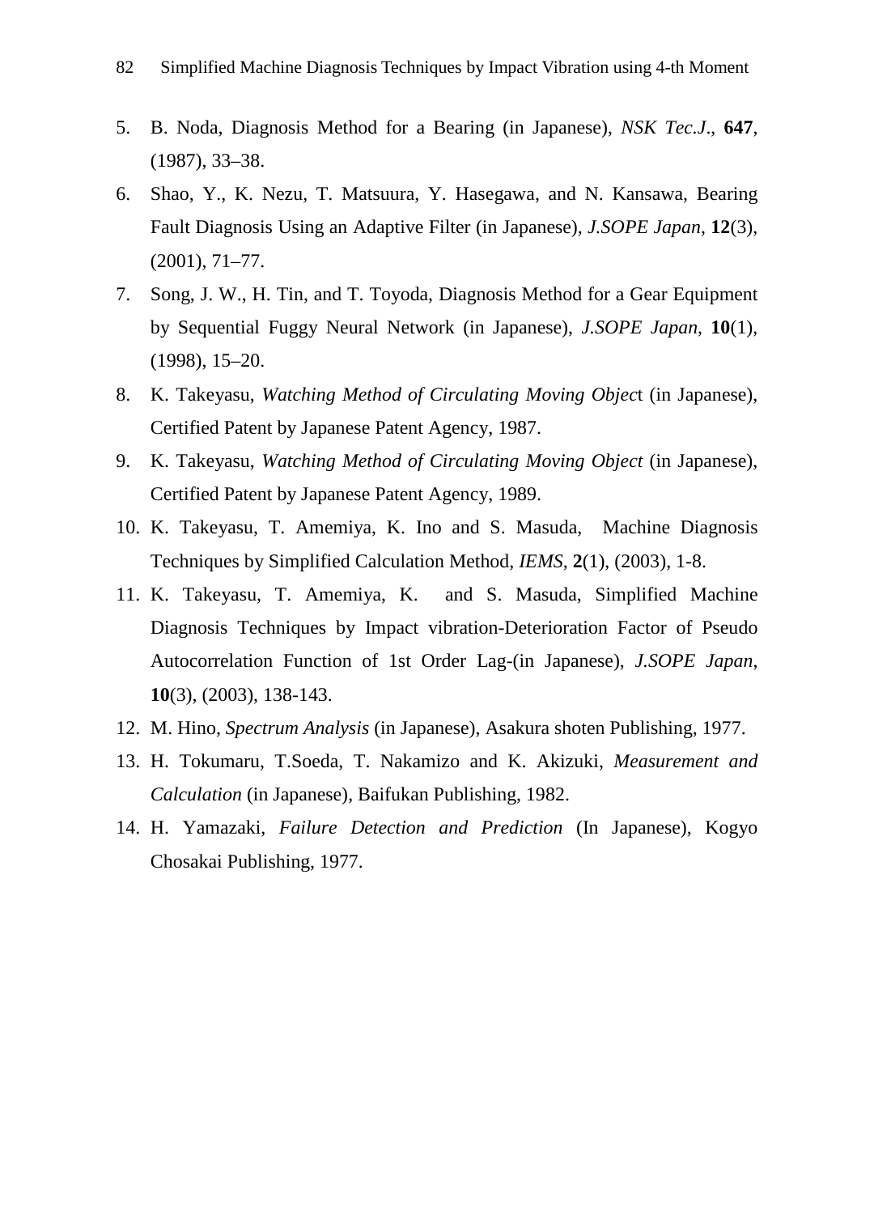5. B. Noda, Diagnosis Method for a Bearing (in Japanese), *NSK Tec.J.*, **647**, (1987), 33–38.
6. Shao, Y., K. Nezu, T. Matsuura, Y. Hasegawa, and N. Kansawa, Bearing Fault Diagnosis Using an Adaptive Filter (in Japanese), *J.SOPE Japan*, **12**(3), (2001), 71–77.
7. Song, J. W., H. Tin, and T. Toyoda, Diagnosis Method for a Gear Equipment by Sequential Fuggy Neural Network (in Japanese), *J.SOPE Japan*, **10**(1), (1998), 15–20.
8. K. Takeyasu, *Watching Method of Circulating Moving Objec*t (in Japanese), Certified Patent by Japanese Patent Agency, 1987.
9. K. Takeyasu, *Watching Method of Circulating Moving Object* (in Japanese), Certified Patent by Japanese Patent Agency, 1989.
10. K. Takeyasu, T. Amemiya, K. Ino and S. Masuda, Machine Diagnosis Techniques by Simplified Calculation Method, *IEMS*, **2**(1), (2003), 1-8.
11. K. Takeyasu, T. Amemiya, K. and S. Masuda, Simplified Machine Diagnosis Techniques by Impact vibration-Deterioration Factor of Pseudo Autocorrelation Function of 1st Order Lag-(in Japanese), *J.SOPE Japan*, **10**(3), (2003), 138-143.
12. M. Hino, *Spectrum Analysis* (in Japanese), Asakura shoten Publishing, 1977.
13. H. Tokumaru, T.Soeda, T. Nakamizo and K. Akizuki, *Measurement and Calculation* (in Japanese), Baifukan Publishing, 1982.
14. H. Yamazaki, *Failure Detection and Prediction* (In Japanese), Kogyo Chosakai Publishing, 1977.